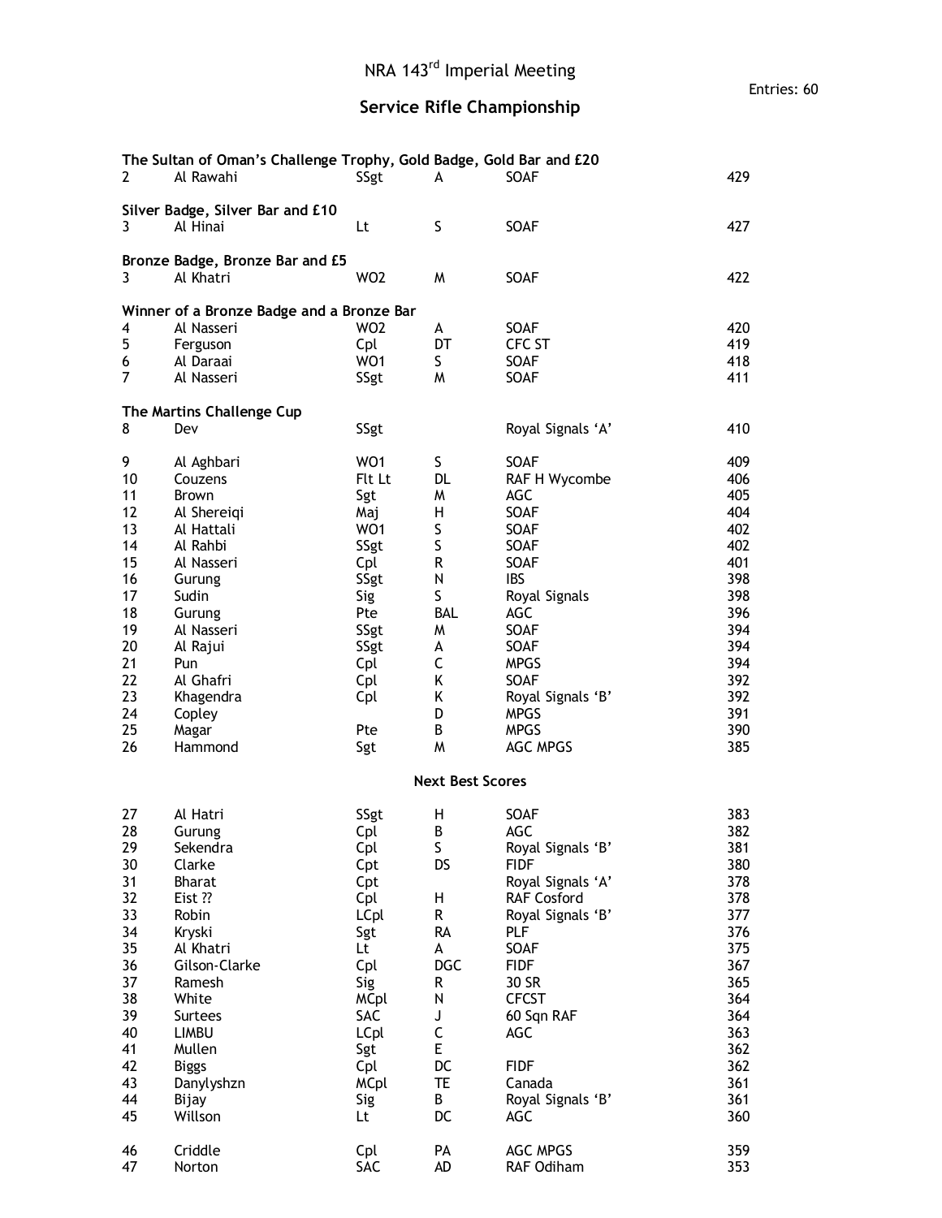# NRA 143rd Imperial Meeting

Entries: 60

## Service Rifle Championship

| | | | | | |
|---|---|---|---|---|---|
| **The Sultan of Oman's Challenge Trophy, Gold Badge, Gold Bar and £20** | | | | | |
| 2 | Al Rawahi | SSgt | A | SOAF | 429 |
| **Silver Badge, Silver Bar and £10** | | | | | |
| 3 | Al Hinai | Lt | S | SOAF | 427 |
| **Bronze Badge, Bronze Bar and £5** | | | | | |
| 3 | Al Khatri | WO2 | M | SOAF | 422 |
| **Winner of a Bronze Badge and a Bronze Bar** | | | | | |
| 4 | Al Nasseri | WO2 | A | SOAF | 420 |
| 5 | Ferguson | Cpl | DT | CFC ST | 419 |
| 6 | Al Daraai | WO1 | S | SOAF | 418 |
| 7 | Al Nasseri | SSgt | M | SOAF | 411 |
| **The Martins Challenge Cup** | | | | | |
| 8 | Dev | SSgt | | Royal Signals 'A' | 410 |
| 9 | Al Aghbari | WO1 | S | SOAF | 409 |
| 10 | Couzens | Flt Lt | DL | RAF H Wycombe | 406 |
| 11 | Brown | Sgt | M | AGC | 405 |
| 12 | Al Shereiqi | Maj | H | SOAF | 404 |
| 13 | Al Hattali | WO1 | S | SOAF | 402 |
| 14 | Al Rahbi | SSgt | S | SOAF | 402 |
| 15 | Al Nasseri | Cpl | R | SOAF | 401 |
| 16 | Gurung | SSgt | N | IBS | 398 |
| 17 | Sudin | Sig | S | Royal Signals | 398 |
| 18 | Gurung | Pte | BAL | AGC | 396 |
| 19 | Al Nasseri | SSgt | M | SOAF | 394 |
| 20 | Al Rajui | SSgt | A | SOAF | 394 |
| 21 | Pun | Cpl | C | MPGS | 394 |
| 22 | Al Ghafri | Cpl | K | SOAF | 392 |
| 23 | Khagendra | Cpl | K | Royal Signals 'B' | 392 |
| 24 | Copley | | D | MPGS | 391 |
| 25 | Magar | Pte | B | MPGS | 390 |
| 26 | Hammond | Sgt | M | AGC MPGS | 385 |
| **Next Best Scores** | | | | | |
| 27 | Al Hatri | SSgt | H | SOAF | 383 |
| 28 | Gurung | Cpl | B | AGC | 382 |
| 29 | Sekendra | Cpl | S | Royal Signals 'B' | 381 |
| 30 | Clarke | Cpt | DS | FIDF | 380 |
| 31 | Bharat | Cpt | | Royal Signals 'A' | 378 |
| 32 | Eist ?? | Cpl | H | RAF Cosford | 378 |
| 33 | Robin | LCpl | R | Royal Signals 'B' | 377 |
| 34 | Kryski | Sgt | RA | PLF | 376 |
| 35 | Al Khatri | Lt | A | SOAF | 375 |
| 36 | Gilson-Clarke | Cpl | DGC | FIDF | 367 |
| 37 | Ramesh | Sig | R | 30 SR | 365 |
| 38 | White | MCpl | N | CFCST | 364 |
| 39 | Surtees | SAC | J | 60 Sqn RAF | 364 |
| 40 | LIMBU | LCpl | C | AGC | 363 |
| 41 | Mullen | Sgt | E | | 362 |
| 42 | Biggs | Cpl | DC | FIDF | 362 |
| 43 | Danylyshzn | MCpl | TE | Canada | 361 |
| 44 | Bijay | Sig | B | Royal Signals 'B' | 361 |
| 45 | Willson | Lt | DC | AGC | 360 |
| 46 | Criddle | Cpl | PA | AGC MPGS | 359 |
| 47 | Norton | SAC | AD | RAF Odiham | 353 |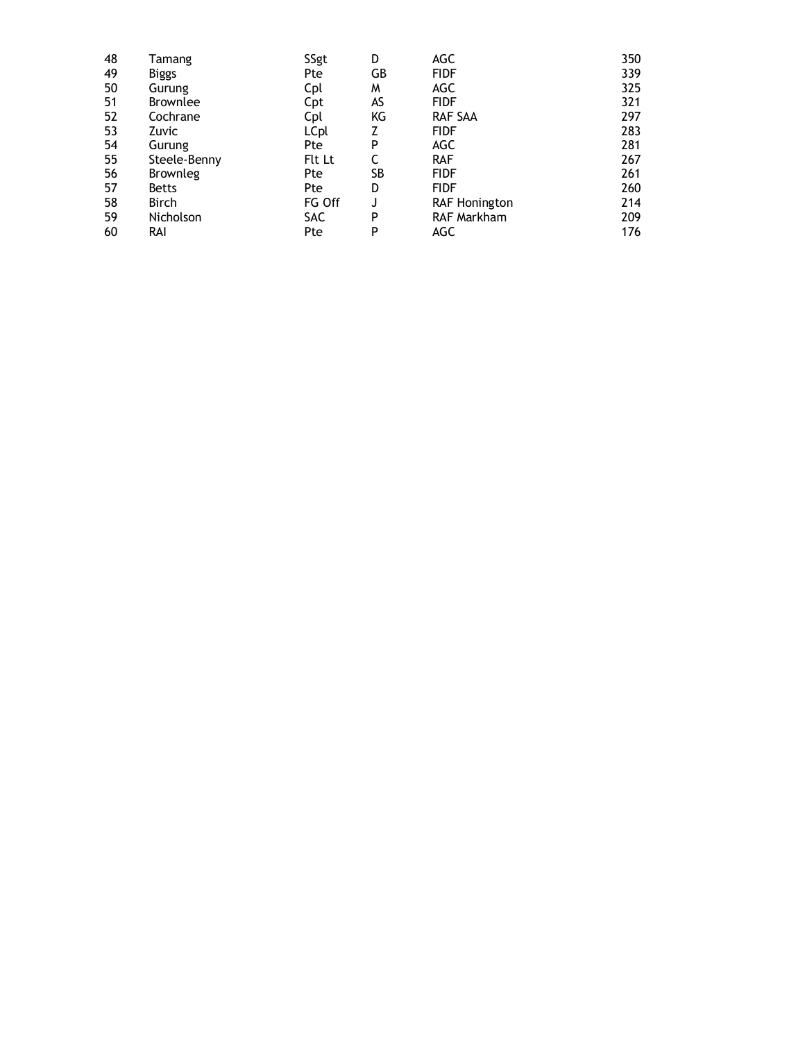| | | | | | |
|---|---|---|---|---|---|
| 48 | Tamang | SSgt | D | AGC | 350 |
| 49 | Biggs | Pte | GB | FIDF | 339 |
| 50 | Gurung | Cpl | M | AGC | 325 |
| 51 | Brownlee | Cpt | AS | FIDF | 321 |
| 52 | Cochrane | Cpl | KG | RAF SAA | 297 |
| 53 | Zuvic | LCpl | Z | FIDF | 283 |
| 54 | Gurung | Pte | P | AGC | 281 |
| 55 | Steele-Benny | Flt Lt | C | RAF | 267 |
| 56 | Brownleg | Pte | SB | FIDF | 261 |
| 57 | Betts | Pte | D | FIDF | 260 |
| 58 | Birch | FG Off | J | RAF Honington | 214 |
| 59 | Nicholson | SAC | P | RAF Markham | 209 |
| 60 | RAI | Pte | P | AGC | 176 |